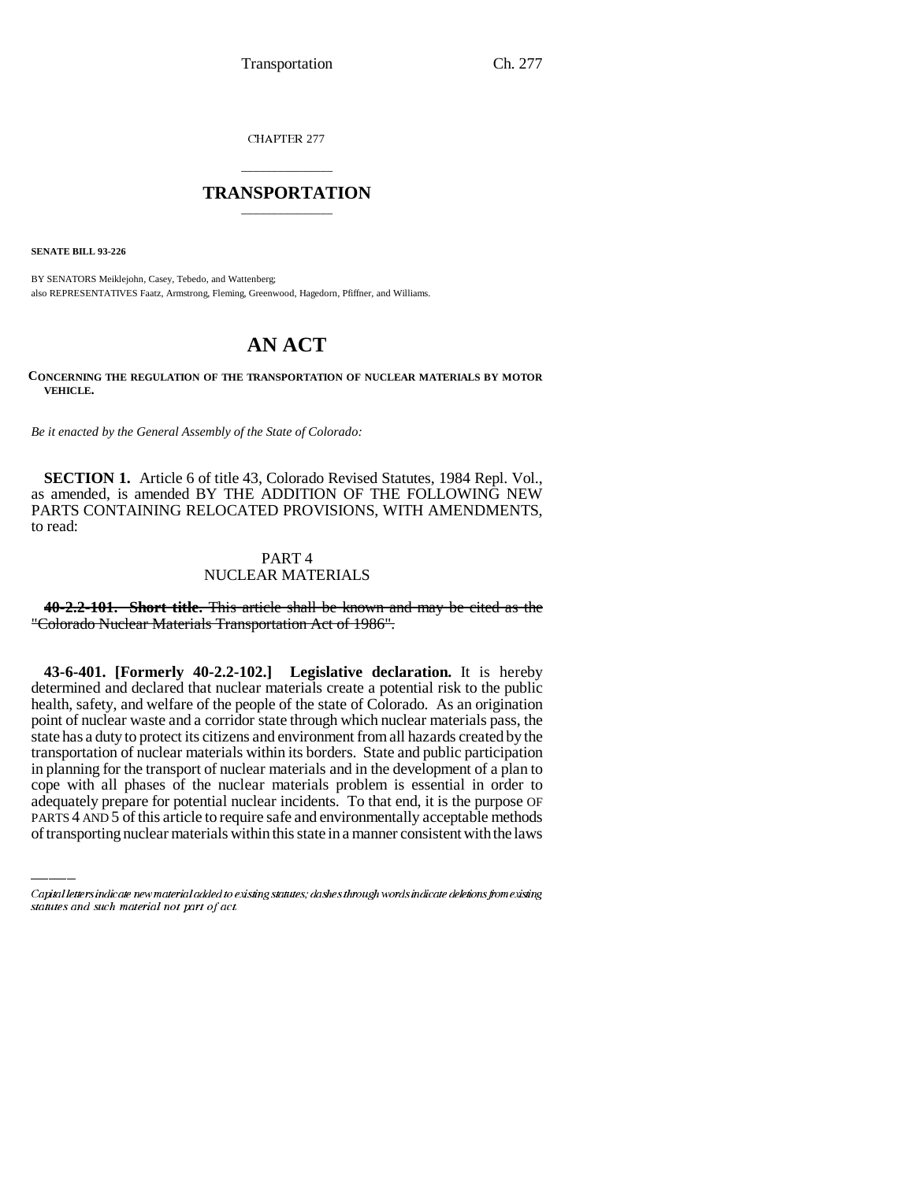CHAPTER 277

# TRANSPORTATION

**SENATE BILL 93-226**

BY SENATORS Meiklejohn, Casey, Tebedo, and Wattenberg;
also REPRESENTATIVES Faatz, Armstrong, Fleming, Greenwood, Hagedorn, Pfiffner, and Williams.

# AN ACT

**CONCERNING THE REGULATION OF THE TRANSPORTATION OF NUCLEAR MATERIALS BY MOTOR VEHICLE.**

*Be it enacted by the General Assembly of the State of Colorado:*

**SECTION 1.** Article 6 of title 43, Colorado Revised Statutes, 1984 Repl. Vol., as amended, is amended BY THE ADDITION OF THE FOLLOWING NEW PARTS CONTAINING RELOCATED PROVISIONS, WITH AMENDMENTS, to read:

PART 4
NUCLEAR MATERIALS

~~**40-2.2-101. Short title.** This article shall be known and may be cited as the "Colorado Nuclear Materials Transportation Act of 1986".~~

**43-6-401. [Formerly 40-2.2-102.] Legislative declaration.** It is hereby determined and declared that nuclear materials create a potential risk to the public health, safety, and welfare of the people of the state of Colorado. As an origination point of nuclear waste and a corridor state through which nuclear materials pass, the state has a duty to protect its citizens and environment from all hazards created by the transportation of nuclear materials within its borders. State and public participation in planning for the transport of nuclear materials and in the development of a plan to cope with all phases of the nuclear materials problem is essential in order to adequately prepare for potential nuclear incidents. To that end, it is the purpose OF PARTS 4 AND 5 of this article to require safe and environmentally acceptable methods of transporting nuclear materials within this state in a manner consistent with the laws

Capital letters indicate new material added to existing statutes; dashes through words indicate deletions from existing statutes and such material not part of act.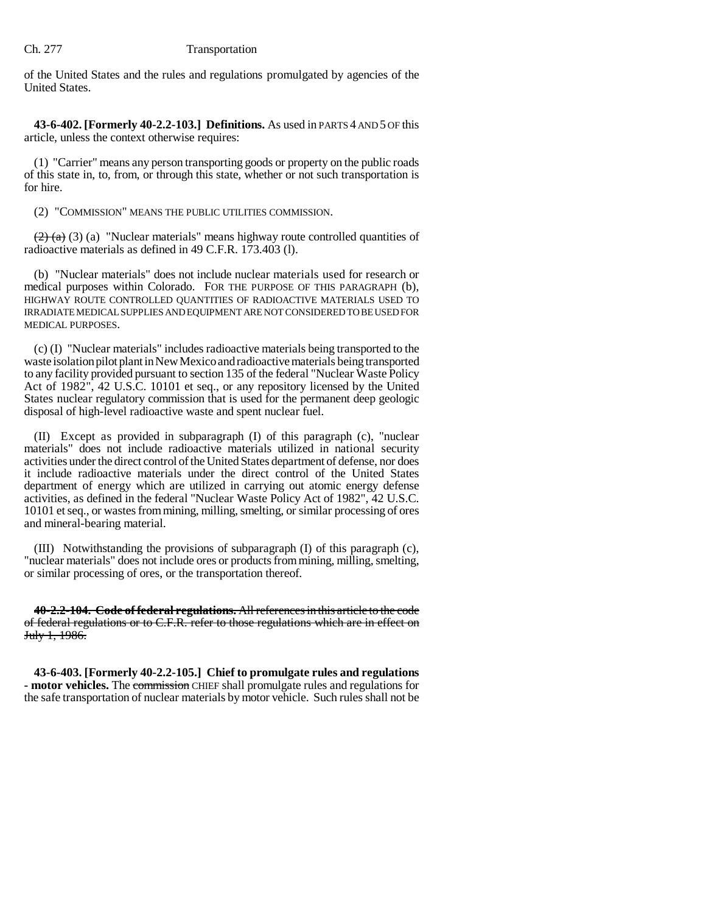of the United States and the rules and regulations promulgated by agencies of the United States.

**43-6-402. [Formerly 40-2.2-103.] Definitions.** As used in PARTS 4 AND 5 OF this article, unless the context otherwise requires:

(1) "Carrier" means any person transporting goods or property on the public roads of this state in, to, from, or through this state, whether or not such transportation is for hire.

(2) "COMMISSION" MEANS THE PUBLIC UTILITIES COMMISSION.

~~(2) (a)~~ (3) (a) "Nuclear materials" means highway route controlled quantities of radioactive materials as defined in 49 C.F.R. 173.403 (l).

(b) "Nuclear materials" does not include nuclear materials used for research or medical purposes within Colorado. FOR THE PURPOSE OF THIS PARAGRAPH (b), HIGHWAY ROUTE CONTROLLED QUANTITIES OF RADIOACTIVE MATERIALS USED TO IRRADIATE MEDICAL SUPPLIES AND EQUIPMENT ARE NOT CONSIDERED TO BE USED FOR MEDICAL PURPOSES.

(c) (I) "Nuclear materials" includes radioactive materials being transported to the waste isolation pilot plant in New Mexico and radioactive materials being transported to any facility provided pursuant to section 135 of the federal "Nuclear Waste Policy Act of 1982", 42 U.S.C. 10101 et seq., or any repository licensed by the United States nuclear regulatory commission that is used for the permanent deep geologic disposal of high-level radioactive waste and spent nuclear fuel.

(II) Except as provided in subparagraph (I) of this paragraph (c), "nuclear materials" does not include radioactive materials utilized in national security activities under the direct control of the United States department of defense, nor does it include radioactive materials under the direct control of the United States department of energy which are utilized in carrying out atomic energy defense activities, as defined in the federal "Nuclear Waste Policy Act of 1982", 42 U.S.C. 10101 et seq., or wastes from mining, milling, smelting, or similar processing of ores and mineral-bearing material.

(III) Notwithstanding the provisions of subparagraph (I) of this paragraph (c), "nuclear materials" does not include ores or products from mining, milling, smelting, or similar processing of ores, or the transportation thereof.

~~**40-2.2-104. Code of federal regulations.** All references in this article to the code of federal regulations or to C.F.R. refer to those regulations which are in effect on July 1, 1986.~~

**43-6-403. [Formerly 40-2.2-105.] Chief to promulgate rules and regulations - motor vehicles.** The ~~commission~~ CHIEF shall promulgate rules and regulations for the safe transportation of nuclear materials by motor vehicle. Such rules shall not be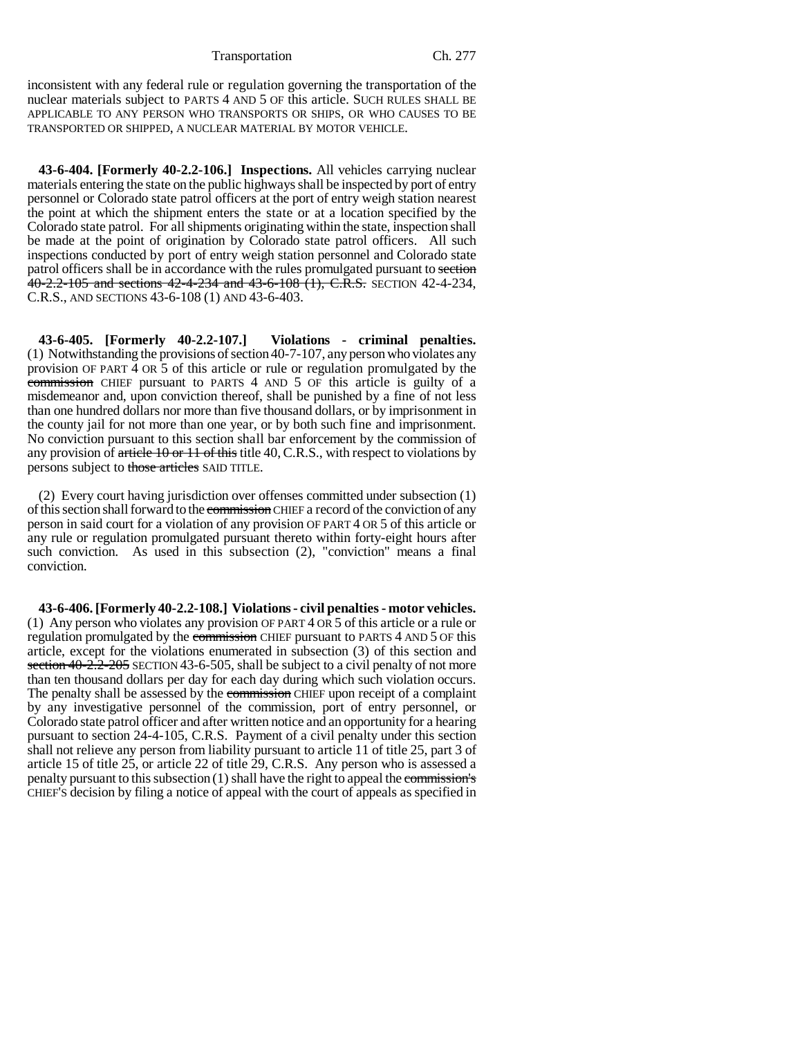inconsistent with any federal rule or regulation governing the transportation of the nuclear materials subject to PARTS 4 AND 5 OF this article. SUCH RULES SHALL BE APPLICABLE TO ANY PERSON WHO TRANSPORTS OR SHIPS, OR WHO CAUSES TO BE TRANSPORTED OR SHIPPED, A NUCLEAR MATERIAL BY MOTOR VEHICLE.

**43-6-404. [Formerly 40-2.2-106.] Inspections.** All vehicles carrying nuclear materials entering the state on the public highways shall be inspected by port of entry personnel or Colorado state patrol officers at the port of entry weigh station nearest the point at which the shipment enters the state or at a location specified by the Colorado state patrol. For all shipments originating within the state, inspection shall be made at the point of origination by Colorado state patrol officers. All such inspections conducted by port of entry weigh station personnel and Colorado state patrol officers shall be in accordance with the rules promulgated pursuant to ~~section 40-2.2-105 and sections 42-4-234 and 43-6-108 (1), C.R.S.~~ SECTION 42-4-234, C.R.S., AND SECTIONS 43-6-108 (1) AND 43-6-403.

**43-6-405. [Formerly 40-2.2-107.] Violations - criminal penalties.** (1) Notwithstanding the provisions of section 40-7-107, any person who violates any provision OF PART 4 OR 5 of this article or rule or regulation promulgated by the ~~commission~~ CHIEF pursuant to PARTS 4 AND 5 OF this article is guilty of a misdemeanor and, upon conviction thereof, shall be punished by a fine of not less than one hundred dollars nor more than five thousand dollars, or by imprisonment in the county jail for not more than one year, or by both such fine and imprisonment. No conviction pursuant to this section shall bar enforcement by the commission of any provision of ~~article 10 or 11 of this~~ title 40, C.R.S., with respect to violations by persons subject to ~~those articles~~ SAID TITLE.

(2) Every court having jurisdiction over offenses committed under subsection (1) of this section shall forward to the ~~commission~~ CHIEF a record of the conviction of any person in said court for a violation of any provision OF PART 4 OR 5 of this article or any rule or regulation promulgated pursuant thereto within forty-eight hours after such conviction. As used in this subsection (2), "conviction" means a final conviction.

**43-6-406. [Formerly 40-2.2-108.] Violations - civil penalties - motor vehicles.** (1) Any person who violates any provision OF PART 4 OR 5 of this article or a rule or regulation promulgated by the ~~commission~~ CHIEF pursuant to PARTS 4 AND 5 OF this article, except for the violations enumerated in subsection (3) of this section and ~~section 40-2.2-205~~ SECTION 43-6-505, shall be subject to a civil penalty of not more than ten thousand dollars per day for each day during which such violation occurs. The penalty shall be assessed by the ~~commission~~ CHIEF upon receipt of a complaint by any investigative personnel of the commission, port of entry personnel, or Colorado state patrol officer and after written notice and an opportunity for a hearing pursuant to section 24-4-105, C.R.S. Payment of a civil penalty under this section shall not relieve any person from liability pursuant to article 11 of title 25, part 3 of article 15 of title 25, or article 22 of title 29, C.R.S. Any person who is assessed a penalty pursuant to this subsection (1) shall have the right to appeal the ~~commission's~~ CHIEF'S decision by filing a notice of appeal with the court of appeals as specified in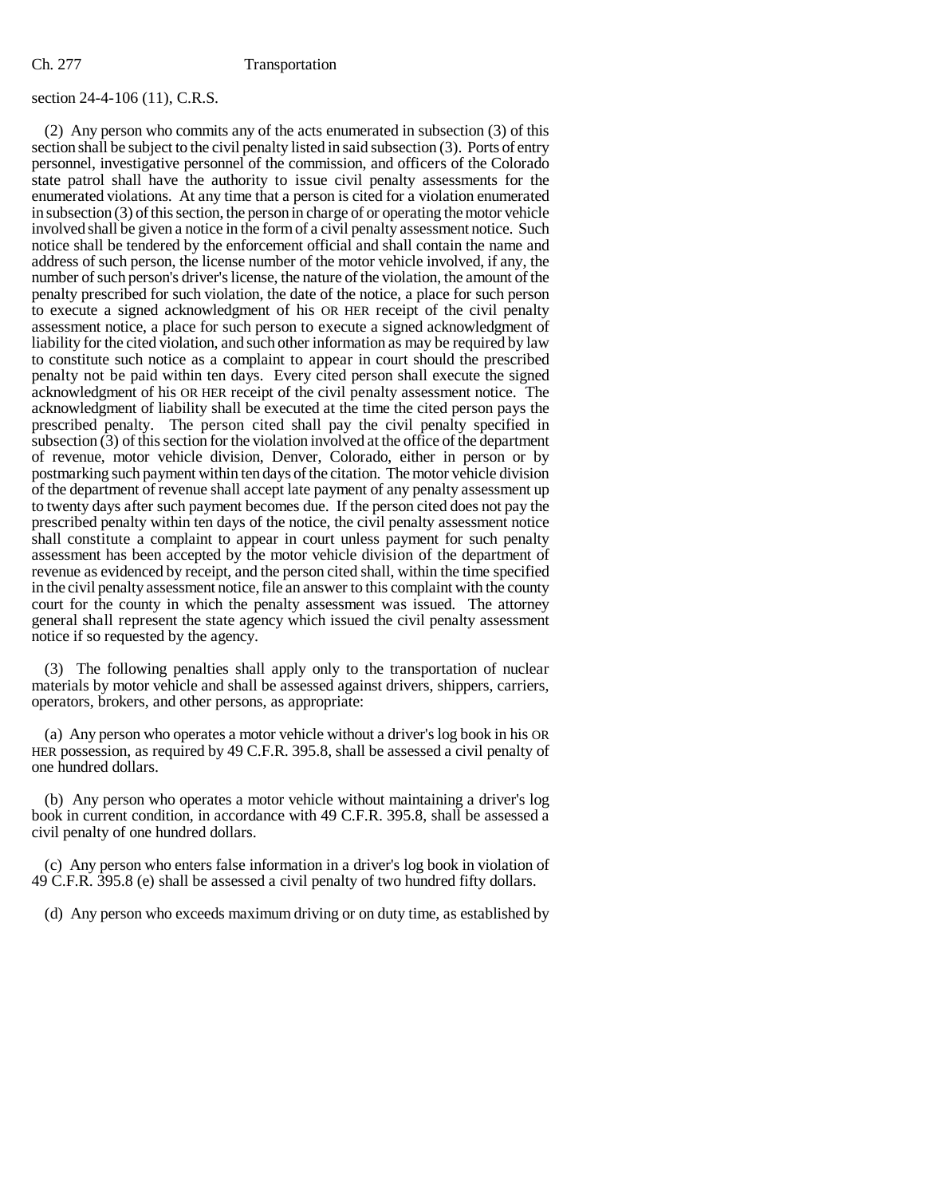section 24-4-106 (11), C.R.S.

(2) Any person who commits any of the acts enumerated in subsection (3) of this section shall be subject to the civil penalty listed in said subsection (3). Ports of entry personnel, investigative personnel of the commission, and officers of the Colorado state patrol shall have the authority to issue civil penalty assessments for the enumerated violations. At any time that a person is cited for a violation enumerated in subsection (3) of this section, the person in charge of or operating the motor vehicle involved shall be given a notice in the form of a civil penalty assessment notice. Such notice shall be tendered by the enforcement official and shall contain the name and address of such person, the license number of the motor vehicle involved, if any, the number of such person's driver's license, the nature of the violation, the amount of the penalty prescribed for such violation, the date of the notice, a place for such person to execute a signed acknowledgment of his OR HER receipt of the civil penalty assessment notice, a place for such person to execute a signed acknowledgment of liability for the cited violation, and such other information as may be required by law to constitute such notice as a complaint to appear in court should the prescribed penalty not be paid within ten days. Every cited person shall execute the signed acknowledgment of his OR HER receipt of the civil penalty assessment notice. The acknowledgment of liability shall be executed at the time the cited person pays the prescribed penalty. The person cited shall pay the civil penalty specified in subsection (3) of this section for the violation involved at the office of the department of revenue, motor vehicle division, Denver, Colorado, either in person or by postmarking such payment within ten days of the citation. The motor vehicle division of the department of revenue shall accept late payment of any penalty assessment up to twenty days after such payment becomes due. If the person cited does not pay the prescribed penalty within ten days of the notice, the civil penalty assessment notice shall constitute a complaint to appear in court unless payment for such penalty assessment has been accepted by the motor vehicle division of the department of revenue as evidenced by receipt, and the person cited shall, within the time specified in the civil penalty assessment notice, file an answer to this complaint with the county court for the county in which the penalty assessment was issued. The attorney general shall represent the state agency which issued the civil penalty assessment notice if so requested by the agency.

(3) The following penalties shall apply only to the transportation of nuclear materials by motor vehicle and shall be assessed against drivers, shippers, carriers, operators, brokers, and other persons, as appropriate:

(a) Any person who operates a motor vehicle without a driver's log book in his OR HER possession, as required by 49 C.F.R. 395.8, shall be assessed a civil penalty of one hundred dollars.

(b) Any person who operates a motor vehicle without maintaining a driver's log book in current condition, in accordance with 49 C.F.R. 395.8, shall be assessed a civil penalty of one hundred dollars.

(c) Any person who enters false information in a driver's log book in violation of 49 C.F.R. 395.8 (e) shall be assessed a civil penalty of two hundred fifty dollars.

(d) Any person who exceeds maximum driving or on duty time, as established by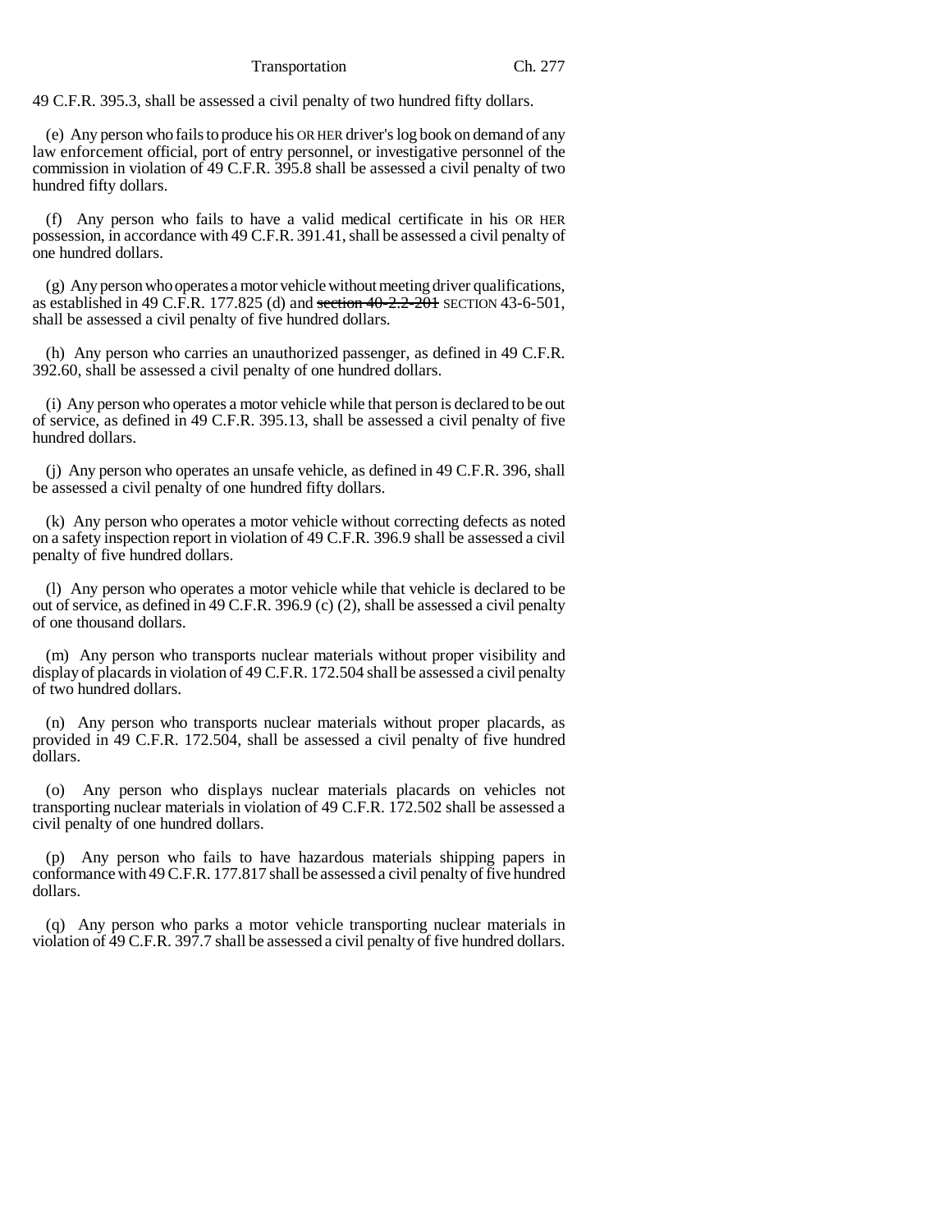49 C.F.R. 395.3, shall be assessed a civil penalty of two hundred fifty dollars.

(e) Any person who fails to produce his OR HER driver's log book on demand of any law enforcement official, port of entry personnel, or investigative personnel of the commission in violation of 49 C.F.R. 395.8 shall be assessed a civil penalty of two hundred fifty dollars.

(f) Any person who fails to have a valid medical certificate in his OR HER possession, in accordance with 49 C.F.R. 391.41, shall be assessed a civil penalty of one hundred dollars.

(g) Any person who operates a motor vehicle without meeting driver qualifications, as established in 49 C.F.R. 177.825 (d) and ~~section 40-2.2-201~~ SECTION 43-6-501, shall be assessed a civil penalty of five hundred dollars.

(h) Any person who carries an unauthorized passenger, as defined in 49 C.F.R. 392.60, shall be assessed a civil penalty of one hundred dollars.

(i) Any person who operates a motor vehicle while that person is declared to be out of service, as defined in 49 C.F.R. 395.13, shall be assessed a civil penalty of five hundred dollars.

(j) Any person who operates an unsafe vehicle, as defined in 49 C.F.R. 396, shall be assessed a civil penalty of one hundred fifty dollars.

(k) Any person who operates a motor vehicle without correcting defects as noted on a safety inspection report in violation of 49 C.F.R. 396.9 shall be assessed a civil penalty of five hundred dollars.

(l) Any person who operates a motor vehicle while that vehicle is declared to be out of service, as defined in 49 C.F.R. 396.9 (c) (2), shall be assessed a civil penalty of one thousand dollars.

(m) Any person who transports nuclear materials without proper visibility and display of placards in violation of 49 C.F.R. 172.504 shall be assessed a civil penalty of two hundred dollars.

(n) Any person who transports nuclear materials without proper placards, as provided in 49 C.F.R. 172.504, shall be assessed a civil penalty of five hundred dollars.

(o) Any person who displays nuclear materials placards on vehicles not transporting nuclear materials in violation of 49 C.F.R. 172.502 shall be assessed a civil penalty of one hundred dollars.

(p) Any person who fails to have hazardous materials shipping papers in conformance with 49 C.F.R. 177.817 shall be assessed a civil penalty of five hundred dollars.

(q) Any person who parks a motor vehicle transporting nuclear materials in violation of 49 C.F.R. 397.7 shall be assessed a civil penalty of five hundred dollars.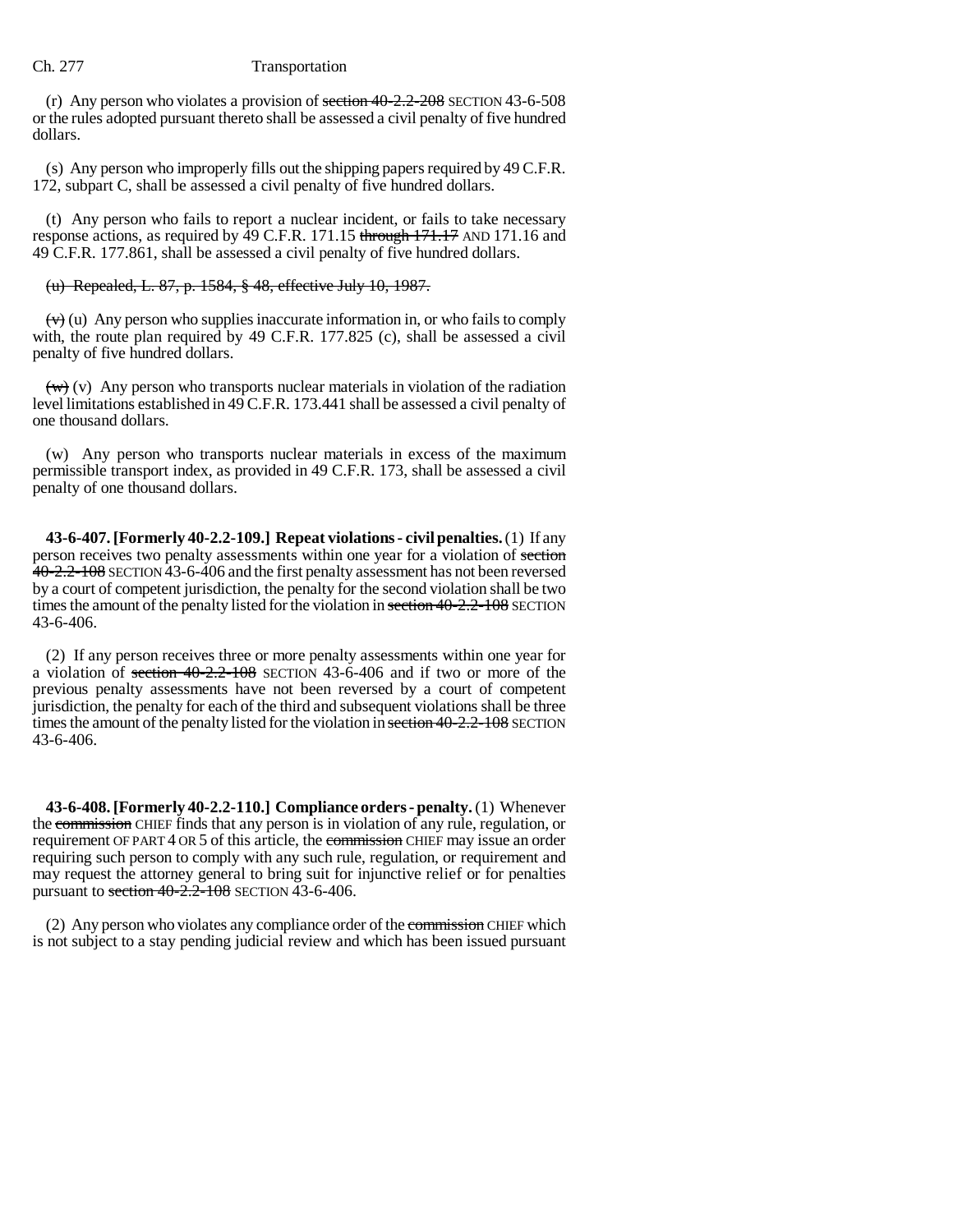(r) Any person who violates a provision of ~~section 40-2.2-208~~ SECTION 43-6-508 or the rules adopted pursuant thereto shall be assessed a civil penalty of five hundred dollars.

(s) Any person who improperly fills out the shipping papers required by 49 C.F.R. 172, subpart C, shall be assessed a civil penalty of five hundred dollars.

(t) Any person who fails to report a nuclear incident, or fails to take necessary response actions, as required by 49 C.F.R. 171.15 ~~through 171.17~~ AND 171.16 and 49 C.F.R. 177.861, shall be assessed a civil penalty of five hundred dollars.

~~(u) Repealed, L. 87, p. 1584, § 48, effective July 10, 1987.~~

~~(v)~~ (u) Any person who supplies inaccurate information in, or who fails to comply with, the route plan required by 49 C.F.R. 177.825 (c), shall be assessed a civil penalty of five hundred dollars.

~~(w)~~ (v) Any person who transports nuclear materials in violation of the radiation level limitations established in 49 C.F.R. 173.441 shall be assessed a civil penalty of one thousand dollars.

(w) Any person who transports nuclear materials in excess of the maximum permissible transport index, as provided in 49 C.F.R. 173, shall be assessed a civil penalty of one thousand dollars.

**43-6-407. [Formerly 40-2.2-109.] Repeat violations - civil penalties.** (1) If any person receives two penalty assessments within one year for a violation of ~~section 40-2.2-108~~ SECTION 43-6-406 and the first penalty assessment has not been reversed by a court of competent jurisdiction, the penalty for the second violation shall be two times the amount of the penalty listed for the violation in ~~section 40-2.2-108~~ SECTION 43-6-406.

(2) If any person receives three or more penalty assessments within one year for a violation of ~~section 40-2.2-108~~ SECTION 43-6-406 and if two or more of the previous penalty assessments have not been reversed by a court of competent jurisdiction, the penalty for each of the third and subsequent violations shall be three times the amount of the penalty listed for the violation in ~~section 40-2.2-108~~ SECTION 43-6-406.

**43-6-408. [Formerly 40-2.2-110.] Compliance orders - penalty.** (1) Whenever the ~~commission~~ CHIEF finds that any person is in violation of any rule, regulation, or requirement OF PART 4 OR 5 of this article, the ~~commission~~ CHIEF may issue an order requiring such person to comply with any such rule, regulation, or requirement and may request the attorney general to bring suit for injunctive relief or for penalties pursuant to ~~section 40-2.2-108~~ SECTION 43-6-406.

(2) Any person who violates any compliance order of the ~~commission~~ CHIEF which is not subject to a stay pending judicial review and which has been issued pursuant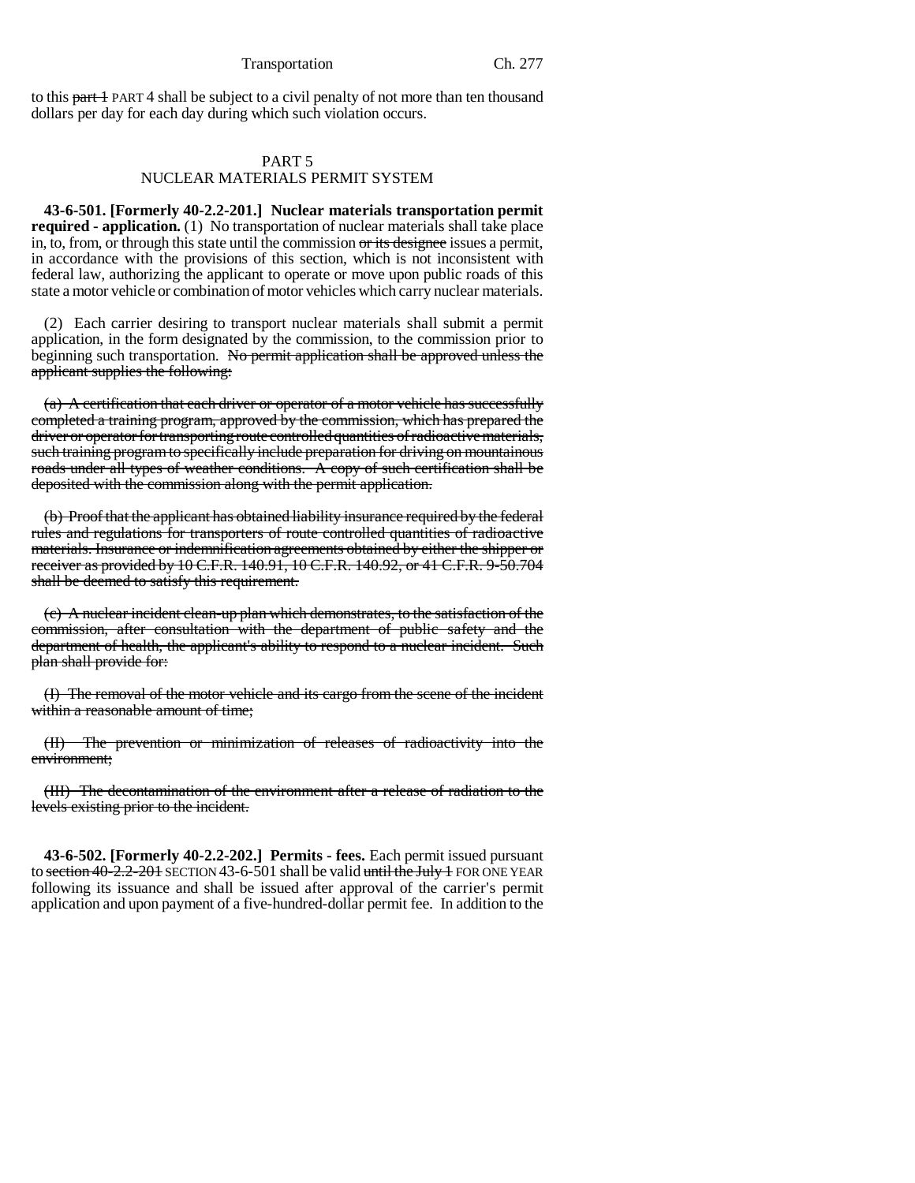to this ~~part 1~~ PART 4 shall be subject to a civil penalty of not more than ten thousand dollars per day for each day during which such violation occurs.

PART 5
NUCLEAR MATERIALS PERMIT SYSTEM

**43-6-501. [Formerly 40-2.2-201.] Nuclear materials transportation permit required - application.** (1) No transportation of nuclear materials shall take place in, to, from, or through this state until the commission ~~or its designee~~ issues a permit, in accordance with the provisions of this section, which is not inconsistent with federal law, authorizing the applicant to operate or move upon public roads of this state a motor vehicle or combination of motor vehicles which carry nuclear materials.

(2) Each carrier desiring to transport nuclear materials shall submit a permit application, in the form designated by the commission, to the commission prior to beginning such transportation. ~~No permit application shall be approved unless the applicant supplies the following:~~

~~(a) A certification that each driver or operator of a motor vehicle has successfully completed a training program, approved by the commission, which has prepared the driver or operator for transporting route controlled quantities of radioactive materials, such training program to specifically include preparation for driving on mountainous roads under all types of weather conditions. A copy of such certification shall be deposited with the commission along with the permit application.~~

~~(b) Proof that the applicant has obtained liability insurance required by the federal rules and regulations for transporters of route controlled quantities of radioactive materials. Insurance or indemnification agreements obtained by either the shipper or receiver as provided by 10 C.F.R. 140.91, 10 C.F.R. 140.92, or 41 C.F.R. 9-50.704 shall be deemed to satisfy this requirement.~~

~~(c) A nuclear incident clean-up plan which demonstrates, to the satisfaction of the commission, after consultation with the department of public safety and the department of health, the applicant's ability to respond to a nuclear incident. Such plan shall provide for:~~

~~(I) The removal of the motor vehicle and its cargo from the scene of the incident within a reasonable amount of time;~~

~~(II) The prevention or minimization of releases of radioactivity into the environment;~~

~~(III) The decontamination of the environment after a release of radiation to the levels existing prior to the incident.~~

**43-6-502. [Formerly 40-2.2-202.] Permits - fees.** Each permit issued pursuant to ~~section 40-2.2-201~~ SECTION 43-6-501 shall be valid ~~until the July 1~~ FOR ONE YEAR following its issuance and shall be issued after approval of the carrier's permit application and upon payment of a five-hundred-dollar permit fee. In addition to the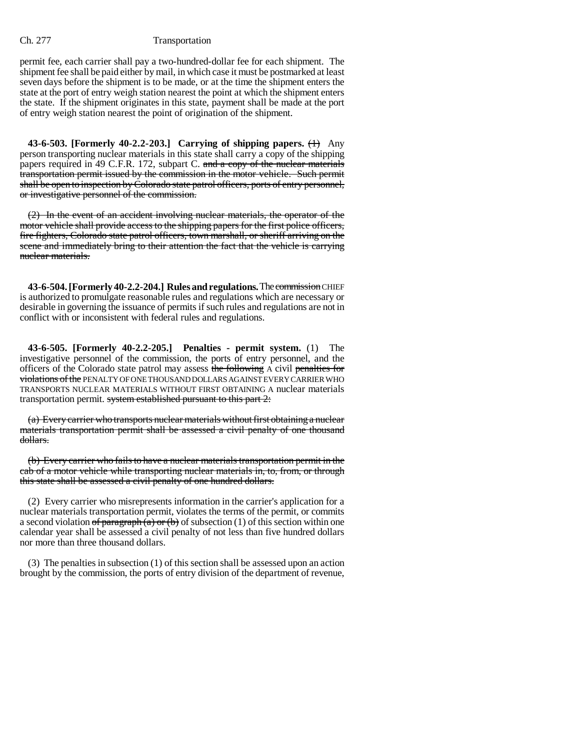permit fee, each carrier shall pay a two-hundred-dollar fee for each shipment. The shipment fee shall be paid either by mail, in which case it must be postmarked at least seven days before the shipment is to be made, or at the time the shipment enters the state at the port of entry weigh station nearest the point at which the shipment enters the state. If the shipment originates in this state, payment shall be made at the port of entry weigh station nearest the point of origination of the shipment.

**43-6-503. [Formerly 40-2.2-203.] Carrying of shipping papers.** ~~(1)~~ Any person transporting nuclear materials in this state shall carry a copy of the shipping papers required in 49 C.F.R. 172, subpart C. ~~and a copy of the nuclear materials transportation permit issued by the commission in the motor vehicle. Such permit shall be open to inspection by Colorado state patrol officers, ports of entry personnel, or investigative personnel of the commission.~~

~~(2) In the event of an accident involving nuclear materials, the operator of the motor vehicle shall provide access to the shipping papers for the first police officers, fire fighters, Colorado state patrol officers, town marshall, or sheriff arriving on the scene and immediately bring to their attention the fact that the vehicle is carrying nuclear materials.~~

**43-6-504. [Formerly 40-2.2-204.] Rules and regulations.** The ~~commission~~ CHIEF is authorized to promulgate reasonable rules and regulations which are necessary or desirable in governing the issuance of permits if such rules and regulations are not in conflict with or inconsistent with federal rules and regulations.

**43-6-505. [Formerly 40-2.2-205.] Penalties - permit system.** (1) The investigative personnel of the commission, the ports of entry personnel, and the officers of the Colorado state patrol may assess ~~the following~~ A civil ~~penalties for violations of the~~ PENALTY OF ONE THOUSAND DOLLARS AGAINST EVERY CARRIER WHO TRANSPORTS NUCLEAR MATERIALS WITHOUT FIRST OBTAINING A nuclear materials transportation permit. ~~system established pursuant to this part 2:~~

~~(a) Every carrier who transports nuclear materials without first obtaining a nuclear materials transportation permit shall be assessed a civil penalty of one thousand dollars.~~

~~(b) Every carrier who fails to have a nuclear materials transportation permit in the cab of a motor vehicle while transporting nuclear materials in, to, from, or through this state shall be assessed a civil penalty of one hundred dollars.~~

(2) Every carrier who misrepresents information in the carrier's application for a nuclear materials transportation permit, violates the terms of the permit, or commits a second violation ~~of paragraph (a) or (b)~~ of subsection (1) of this section within one calendar year shall be assessed a civil penalty of not less than five hundred dollars nor more than three thousand dollars.

(3) The penalties in subsection (1) of this section shall be assessed upon an action brought by the commission, the ports of entry division of the department of revenue,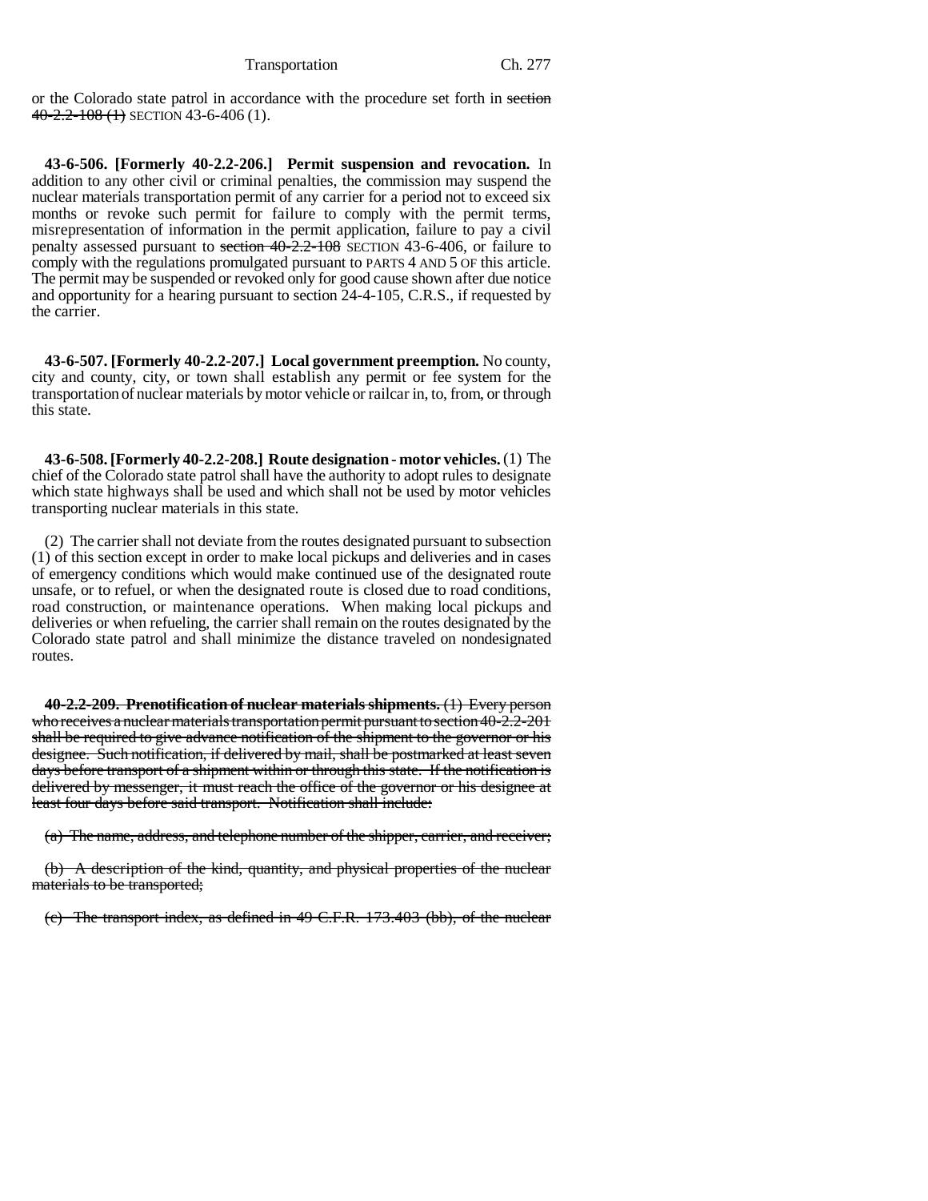or the Colorado state patrol in accordance with the procedure set forth in ~~section 40-2.2-108 (1)~~ SECTION 43-6-406 (1).

**43-6-506. [Formerly 40-2.2-206.] Permit suspension and revocation.** In addition to any other civil or criminal penalties, the commission may suspend the nuclear materials transportation permit of any carrier for a period not to exceed six months or revoke such permit for failure to comply with the permit terms, misrepresentation of information in the permit application, failure to pay a civil penalty assessed pursuant to ~~section 40-2.2-108~~ SECTION 43-6-406, or failure to comply with the regulations promulgated pursuant to PARTS 4 AND 5 OF this article. The permit may be suspended or revoked only for good cause shown after due notice and opportunity for a hearing pursuant to section 24-4-105, C.R.S., if requested by the carrier.

**43-6-507. [Formerly 40-2.2-207.] Local government preemption.** No county, city and county, city, or town shall establish any permit or fee system for the transportation of nuclear materials by motor vehicle or railcar in, to, from, or through this state.

**43-6-508. [Formerly 40-2.2-208.] Route designation - motor vehicles.** (1) The chief of the Colorado state patrol shall have the authority to adopt rules to designate which state highways shall be used and which shall not be used by motor vehicles transporting nuclear materials in this state.

(2) The carrier shall not deviate from the routes designated pursuant to subsection (1) of this section except in order to make local pickups and deliveries and in cases of emergency conditions which would make continued use of the designated route unsafe, or to refuel, or when the designated route is closed due to road conditions, road construction, or maintenance operations. When making local pickups and deliveries or when refueling, the carrier shall remain on the routes designated by the Colorado state patrol and shall minimize the distance traveled on nondesignated routes.

~~**40-2.2-209. Prenotification of nuclear materials shipments.** (1) Every person who receives a nuclear materials transportation permit pursuant to section 40-2.2-201 shall be required to give advance notification of the shipment to the governor or his designee. Such notification, if delivered by mail, shall be postmarked at least seven days before transport of a shipment within or through this state. If the notification is delivered by messenger, it must reach the office of the governor or his designee at least four days before said transport. Notification shall include:~~

~~(a) The name, address, and telephone number of the shipper, carrier, and receiver;~~

~~(b) A description of the kind, quantity, and physical properties of the nuclear materials to be transported;~~

~~(c) The transport index, as defined in 49 C.F.R. 173.403 (bb), of the nuclear~~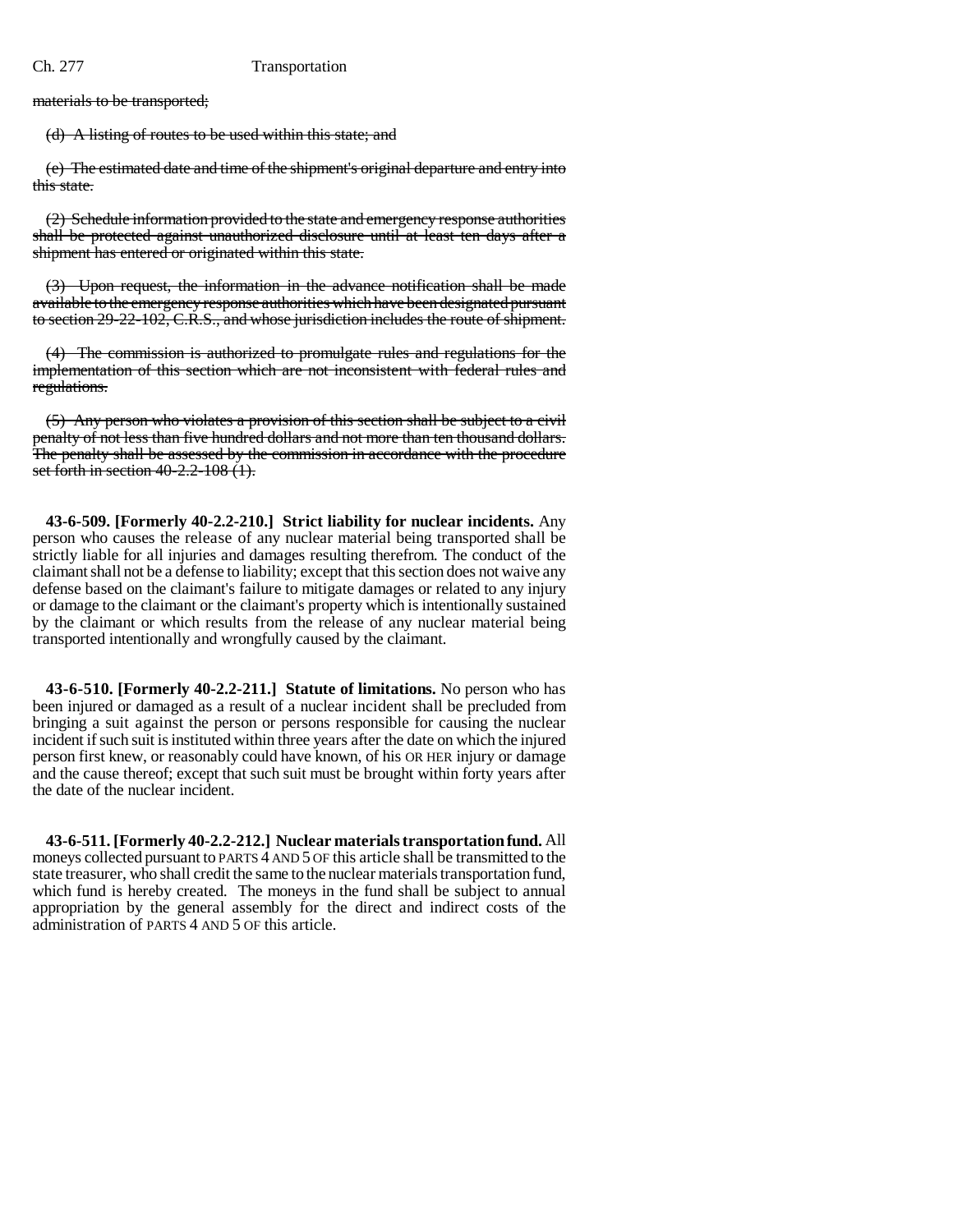materials to be transported;

(d) A listing of routes to be used within this state; and

(e) The estimated date and time of the shipment's original departure and entry into this state.

(2) Schedule information provided to the state and emergency response authorities shall be protected against unauthorized disclosure until at least ten days after a shipment has entered or originated within this state.

(3) Upon request, the information in the advance notification shall be made available to the emergency response authorities which have been designated pursuant to section 29-22-102, C.R.S., and whose jurisdiction includes the route of shipment.

(4) The commission is authorized to promulgate rules and regulations for the implementation of this section which are not inconsistent with federal rules and regulations.

(5) Any person who violates a provision of this section shall be subject to a civil penalty of not less than five hundred dollars and not more than ten thousand dollars. The penalty shall be assessed by the commission in accordance with the procedure set forth in section 40-2.2-108 (1).

**43-6-509. [Formerly 40-2.2-210.] Strict liability for nuclear incidents.** Any person who causes the release of any nuclear material being transported shall be strictly liable for all injuries and damages resulting therefrom. The conduct of the claimant shall not be a defense to liability; except that this section does not waive any defense based on the claimant's failure to mitigate damages or related to any injury or damage to the claimant or the claimant's property which is intentionally sustained by the claimant or which results from the release of any nuclear material being transported intentionally and wrongfully caused by the claimant.

**43-6-510. [Formerly 40-2.2-211.] Statute of limitations.** No person who has been injured or damaged as a result of a nuclear incident shall be precluded from bringing a suit against the person or persons responsible for causing the nuclear incident if such suit is instituted within three years after the date on which the injured person first knew, or reasonably could have known, of his OR HER injury or damage and the cause thereof; except that such suit must be brought within forty years after the date of the nuclear incident.

**43-6-511. [Formerly 40-2.2-212.] Nuclear materials transportation fund.** All moneys collected pursuant to PARTS 4 AND 5 OF this article shall be transmitted to the state treasurer, who shall credit the same to the nuclear materials transportation fund, which fund is hereby created. The moneys in the fund shall be subject to annual appropriation by the general assembly for the direct and indirect costs of the administration of PARTS 4 AND 5 OF this article.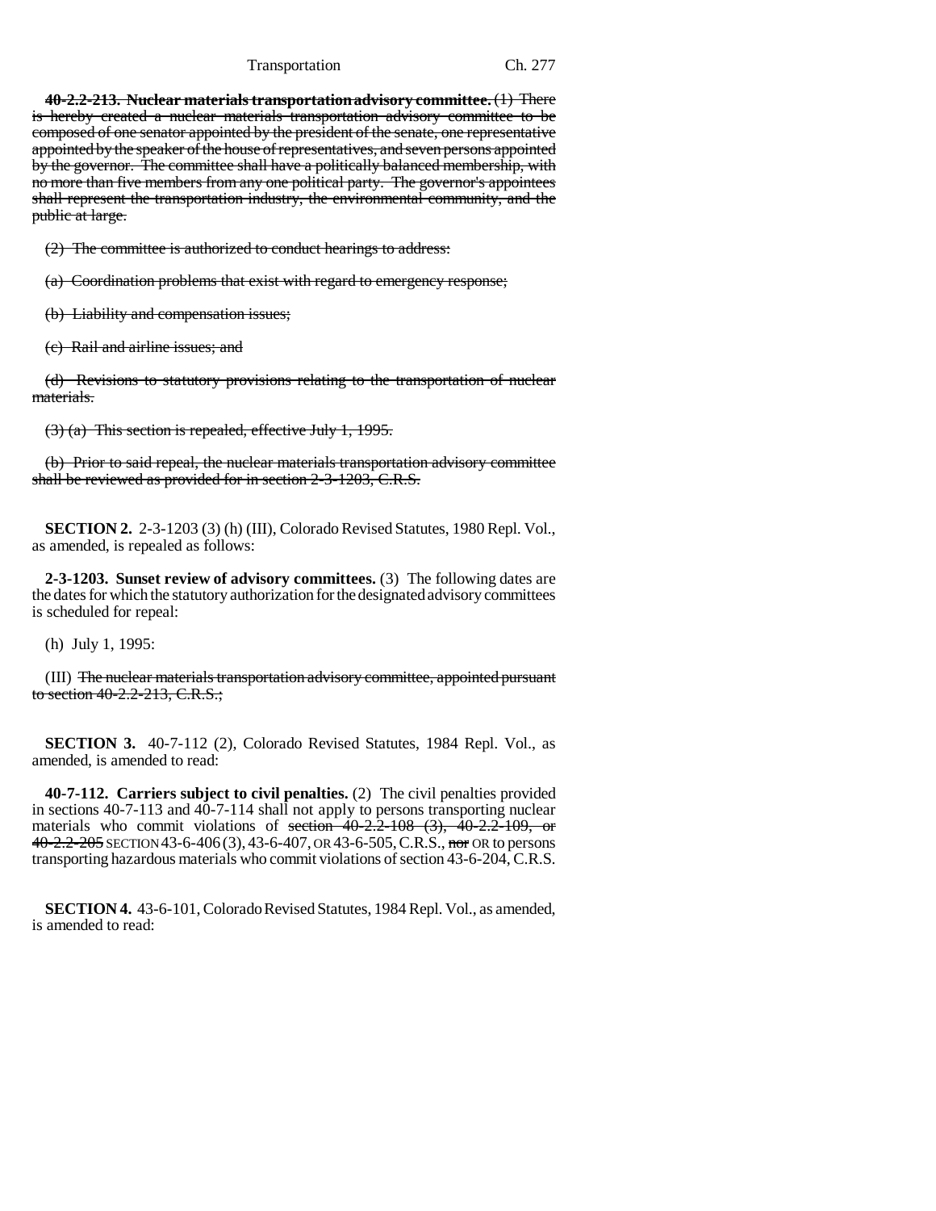**40-2.2-213. Nuclear materials transportation advisory committee.** ~~(1) There is hereby created a nuclear materials transportation advisory committee to be composed of one senator appointed by the president of the senate, one representative appointed by the speaker of the house of representatives, and seven persons appointed by the governor. The committee shall have a politically balanced membership, with no more than five members from any one political party. The governor's appointees shall represent the transportation industry, the environmental community, and the public at large.~~

~~(2) The committee is authorized to conduct hearings to address:~~

~~(a) Coordination problems that exist with regard to emergency response;~~

~~(b) Liability and compensation issues;~~

~~(c) Rail and airline issues; and~~

~~(d) Revisions to statutory provisions relating to the transportation of nuclear materials.~~

~~(3) (a) This section is repealed, effective July 1, 1995.~~

~~(b) Prior to said repeal, the nuclear materials transportation advisory committee shall be reviewed as provided for in section 2-3-1203, C.R.S.~~

**SECTION 2.** 2-3-1203 (3) (h) (III), Colorado Revised Statutes, 1980 Repl. Vol., as amended, is repealed as follows:

**2-3-1203. Sunset review of advisory committees.** (3) The following dates are the dates for which the statutory authorization for the designated advisory committees is scheduled for repeal:

(h) July 1, 1995:

(III) ~~The nuclear materials transportation advisory committee, appointed pursuant to section 40-2.2-213, C.R.S.;~~

**SECTION 3.** 40-7-112 (2), Colorado Revised Statutes, 1984 Repl. Vol., as amended, is amended to read:

**40-7-112. Carriers subject to civil penalties.** (2) The civil penalties provided in sections 40-7-113 and 40-7-114 shall not apply to persons transporting nuclear materials who commit violations of ~~section 40-2.2-108 (3), 40-2.2-109, or 40-2.2-205~~ SECTION 43-6-406 (3), 43-6-407, OR 43-6-505, C.R.S., ~~nor~~ OR to persons transporting hazardous materials who commit violations of section 43-6-204, C.R.S.

**SECTION 4.** 43-6-101, Colorado Revised Statutes, 1984 Repl. Vol., as amended, is amended to read: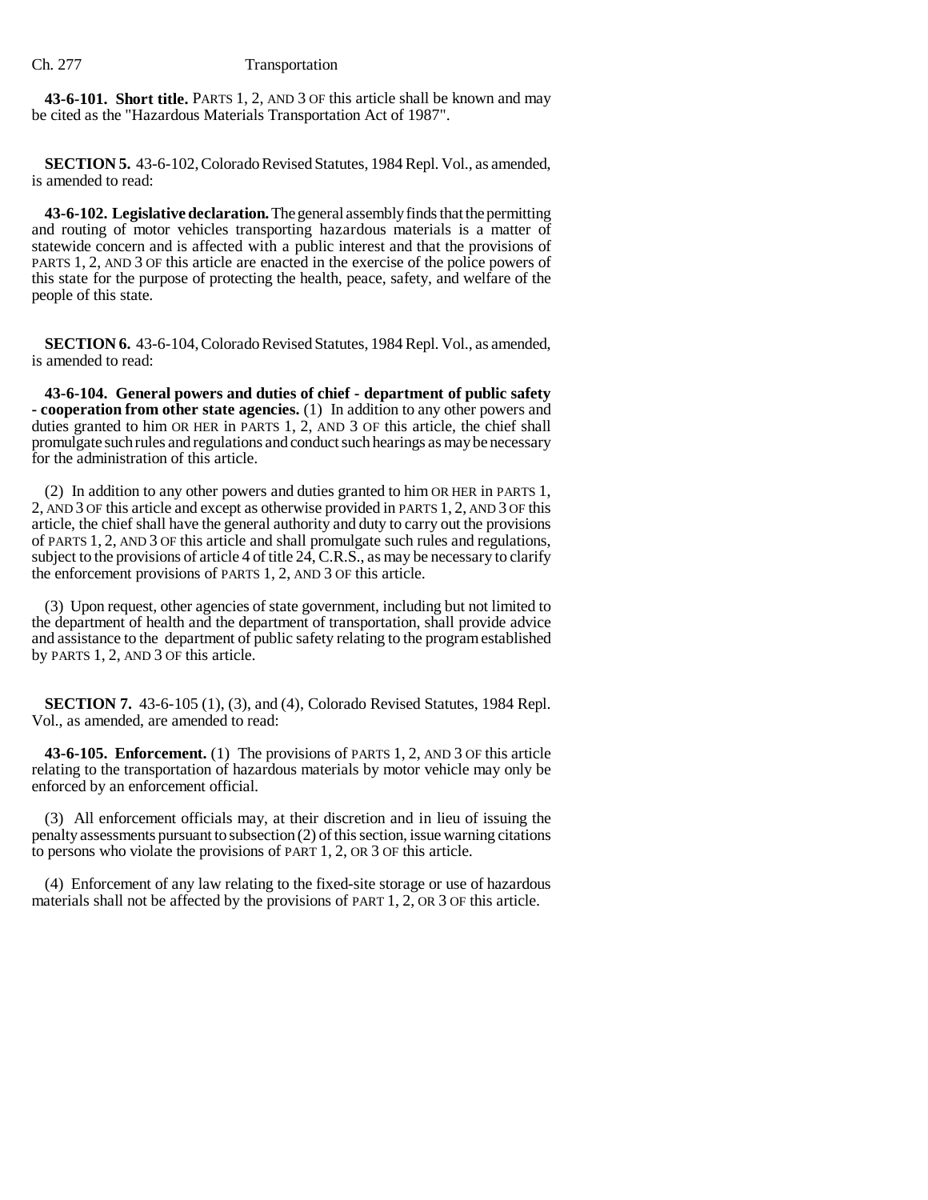**43-6-101. Short title.** PARTS 1, 2, AND 3 OF this article shall be known and may be cited as the "Hazardous Materials Transportation Act of 1987".

**SECTION 5.** 43-6-102, Colorado Revised Statutes, 1984 Repl. Vol., as amended, is amended to read:

**43-6-102. Legislative declaration.** The general assembly finds that the permitting and routing of motor vehicles transporting hazardous materials is a matter of statewide concern and is affected with a public interest and that the provisions of PARTS 1, 2, AND 3 OF this article are enacted in the exercise of the police powers of this state for the purpose of protecting the health, peace, safety, and welfare of the people of this state.

**SECTION 6.** 43-6-104, Colorado Revised Statutes, 1984 Repl. Vol., as amended, is amended to read:

**43-6-104. General powers and duties of chief - department of public safety - cooperation from other state agencies.** (1) In addition to any other powers and duties granted to him OR HER in PARTS 1, 2, AND 3 OF this article, the chief shall promulgate such rules and regulations and conduct such hearings as may be necessary for the administration of this article.

(2) In addition to any other powers and duties granted to him OR HER in PARTS 1, 2, AND 3 OF this article and except as otherwise provided in PARTS 1, 2, AND 3 OF this article, the chief shall have the general authority and duty to carry out the provisions of PARTS 1, 2, AND 3 OF this article and shall promulgate such rules and regulations, subject to the provisions of article 4 of title 24, C.R.S., as may be necessary to clarify the enforcement provisions of PARTS 1, 2, AND 3 OF this article.

(3) Upon request, other agencies of state government, including but not limited to the department of health and the department of transportation, shall provide advice and assistance to the department of public safety relating to the program established by PARTS 1, 2, AND 3 OF this article.

**SECTION 7.** 43-6-105 (1), (3), and (4), Colorado Revised Statutes, 1984 Repl. Vol., as amended, are amended to read:

**43-6-105. Enforcement.** (1) The provisions of PARTS 1, 2, AND 3 OF this article relating to the transportation of hazardous materials by motor vehicle may only be enforced by an enforcement official.

(3) All enforcement officials may, at their discretion and in lieu of issuing the penalty assessments pursuant to subsection (2) of this section, issue warning citations to persons who violate the provisions of PART 1, 2, OR 3 OF this article.

(4) Enforcement of any law relating to the fixed-site storage or use of hazardous materials shall not be affected by the provisions of PART 1, 2, OR 3 OF this article.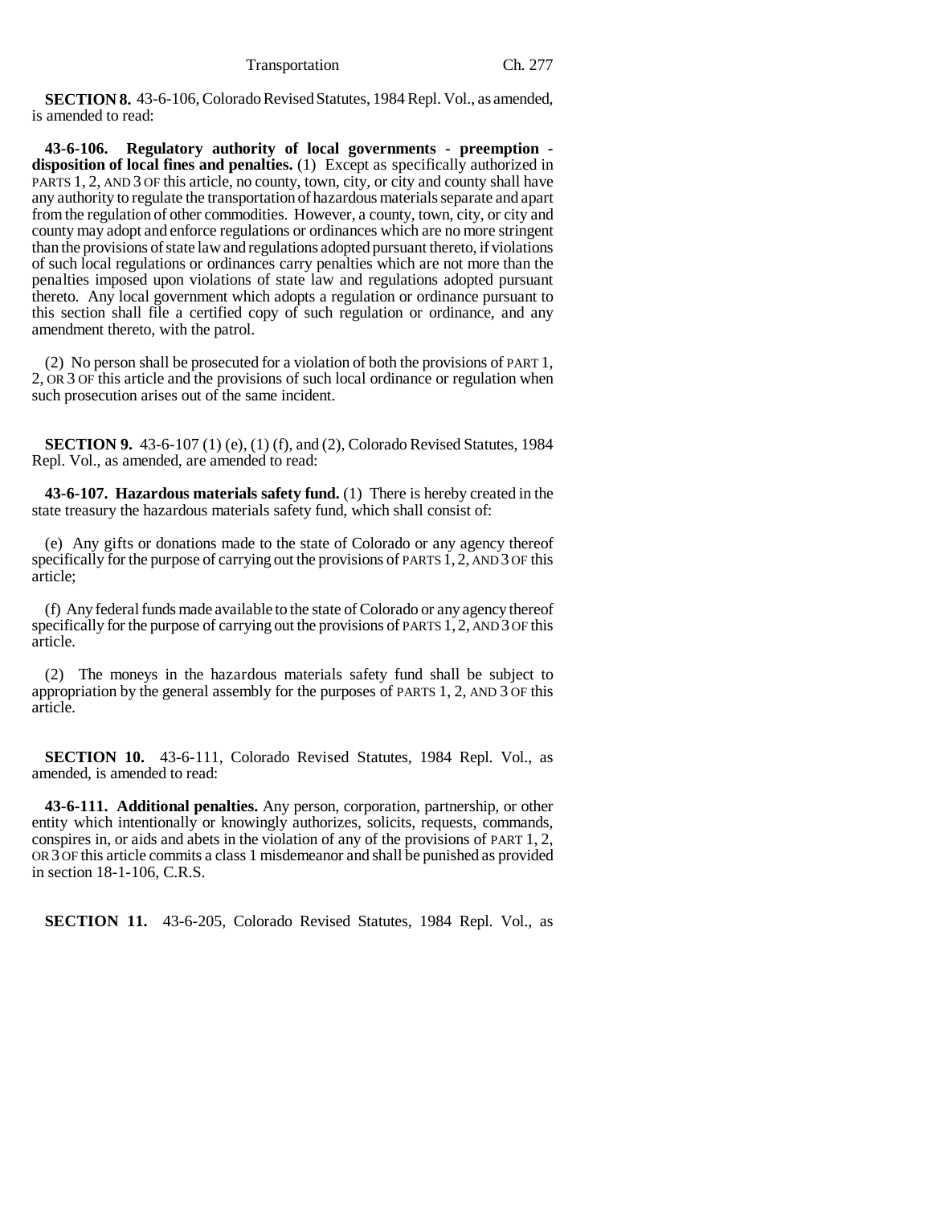**SECTION 8.** 43-6-106, Colorado Revised Statutes, 1984 Repl. Vol., as amended, is amended to read:

**43-6-106. Regulatory authority of local governments - preemption - disposition of local fines and penalties.** (1) Except as specifically authorized in PARTS 1, 2, AND 3 OF this article, no county, town, city, or city and county shall have any authority to regulate the transportation of hazardous materials separate and apart from the regulation of other commodities. However, a county, town, city, or city and county may adopt and enforce regulations or ordinances which are no more stringent than the provisions of state law and regulations adopted pursuant thereto, if violations of such local regulations or ordinances carry penalties which are not more than the penalties imposed upon violations of state law and regulations adopted pursuant thereto. Any local government which adopts a regulation or ordinance pursuant to this section shall file a certified copy of such regulation or ordinance, and any amendment thereto, with the patrol.

(2) No person shall be prosecuted for a violation of both the provisions of PART 1, 2, OR 3 OF this article and the provisions of such local ordinance or regulation when such prosecution arises out of the same incident.

**SECTION 9.** 43-6-107 (1) (e), (1) (f), and (2), Colorado Revised Statutes, 1984 Repl. Vol., as amended, are amended to read:

**43-6-107. Hazardous materials safety fund.** (1) There is hereby created in the state treasury the hazardous materials safety fund, which shall consist of:

(e) Any gifts or donations made to the state of Colorado or any agency thereof specifically for the purpose of carrying out the provisions of PARTS 1, 2, AND 3 OF this article;

(f) Any federal funds made available to the state of Colorado or any agency thereof specifically for the purpose of carrying out the provisions of PARTS 1, 2, AND 3 OF this article.

(2) The moneys in the hazardous materials safety fund shall be subject to appropriation by the general assembly for the purposes of PARTS 1, 2, AND 3 OF this article.

**SECTION 10.** 43-6-111, Colorado Revised Statutes, 1984 Repl. Vol., as amended, is amended to read:

**43-6-111. Additional penalties.** Any person, corporation, partnership, or other entity which intentionally or knowingly authorizes, solicits, requests, commands, conspires in, or aids and abets in the violation of any of the provisions of PART 1, 2, OR 3 OF this article commits a class 1 misdemeanor and shall be punished as provided in section 18-1-106, C.R.S.

**SECTION 11.** 43-6-205, Colorado Revised Statutes, 1984 Repl. Vol., as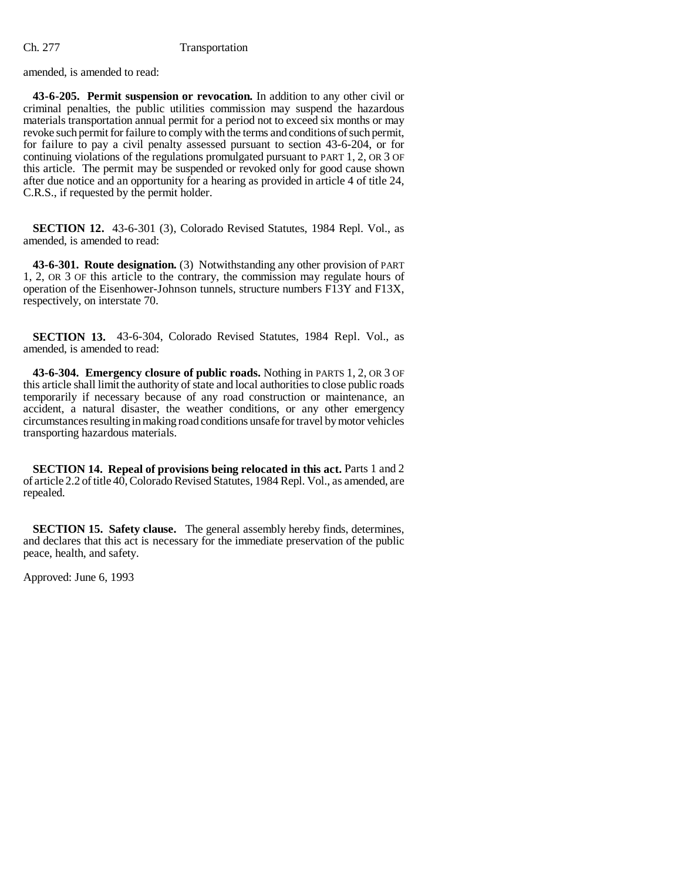amended, is amended to read:

**43-6-205. Permit suspension or revocation.** In addition to any other civil or criminal penalties, the public utilities commission may suspend the hazardous materials transportation annual permit for a period not to exceed six months or may revoke such permit for failure to comply with the terms and conditions of such permit, for failure to pay a civil penalty assessed pursuant to section 43-6-204, or for continuing violations of the regulations promulgated pursuant to PART 1, 2, OR 3 OF this article. The permit may be suspended or revoked only for good cause shown after due notice and an opportunity for a hearing as provided in article 4 of title 24, C.R.S., if requested by the permit holder.

**SECTION 12.** 43-6-301 (3), Colorado Revised Statutes, 1984 Repl. Vol., as amended, is amended to read:

**43-6-301. Route designation.** (3) Notwithstanding any other provision of PART 1, 2, OR 3 OF this article to the contrary, the commission may regulate hours of operation of the Eisenhower-Johnson tunnels, structure numbers F13Y and F13X, respectively, on interstate 70.

**SECTION 13.** 43-6-304, Colorado Revised Statutes, 1984 Repl. Vol., as amended, is amended to read:

**43-6-304. Emergency closure of public roads.** Nothing in PARTS 1, 2, OR 3 OF this article shall limit the authority of state and local authorities to close public roads temporarily if necessary because of any road construction or maintenance, an accident, a natural disaster, the weather conditions, or any other emergency circumstances resulting in making road conditions unsafe for travel by motor vehicles transporting hazardous materials.

**SECTION 14. Repeal of provisions being relocated in this act.** Parts 1 and 2 of article 2.2 of title 40, Colorado Revised Statutes, 1984 Repl. Vol., as amended, are repealed.

**SECTION 15. Safety clause.** The general assembly hereby finds, determines, and declares that this act is necessary for the immediate preservation of the public peace, health, and safety.

Approved: June 6, 1993